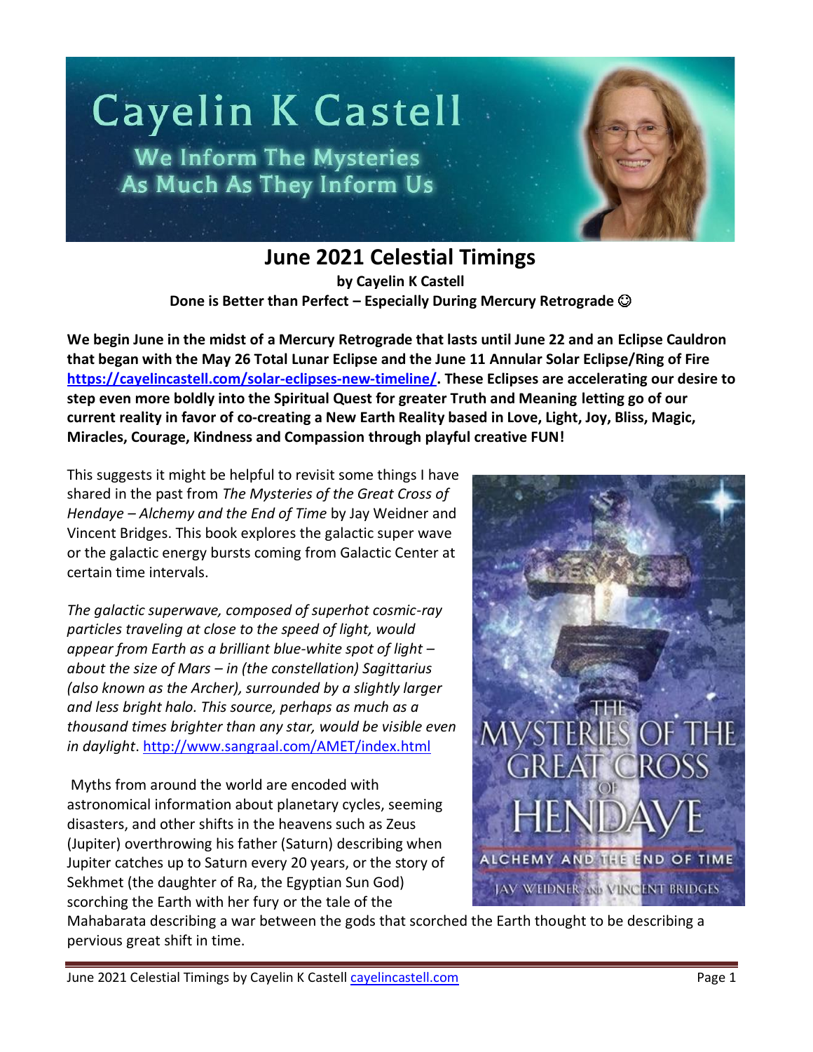# Cayelin K Castell

We Inform The Mysteries As Much As They Inform Us

## June 2021 Celestial Timings

**by Cayelin K Castell**

**Done is Better than Perfect – Especially During Mercury Retrograde ☺**

**We begin June in the midst of a Mercury Retrograde that lasts until June 22 and an Eclipse Cauldron that began with the May 26 Total Lunar Eclipse and the June 11 Annular Solar Eclipse/Ring of Fire [https://cayelincastell.com/solar-eclipses-new-timeline/](https://cayelincastell.com/solar-eclipses-new-timeline/). These Eclipses are accelerating our desire to step even more boldly into the Spiritual Quest for greater Truth and Meaning letting go of our current reality in favor of co-creating a New Earth Reality based in Love, Light, Joy, Bliss, Magic, Miracles, Courage, Kindness and Compassion through playful creative FUN!**

This suggests it might be helpful to revisit some things I have shared in the past from *The Mysteries of the Great Cross of Hendaye – Alchemy and the End of Time* by Jay Weidner and Vincent Bridges. This book explores the galactic super wave or the galactic energy bursts coming from Galactic Center at certain time intervals.

*The galactic superwave, composed of superhot cosmic-ray particles traveling at close to the speed of light, would appear from Earth as a brilliant blue-white spot of light – about the size of Mars – in (the constellation) Sagittarius (also known as the Archer), surrounded by a slightly larger and less bright halo. This source, perhaps as much as a thousand times brighter than any star, would be visible even in daylight*. [http://www.sangraal.com/AMET/index.html](http://www.sangraal.com/AMET/index.html)

Myths from around the world are encoded with astronomical information about planetary cycles, seeming disasters, and other shifts in the heavens such as Zeus (Jupiter) overthrowing his father (Saturn) describing when Jupiter catches up to Saturn every 20 years, or the story of Sekhmet (the daughter of Ra, the Egyptian Sun God) scorching the Earth with her fury or the tale of the Mahabarata describing a war between the gods that scorched the Earth thought to be describing a pervious great shift in time.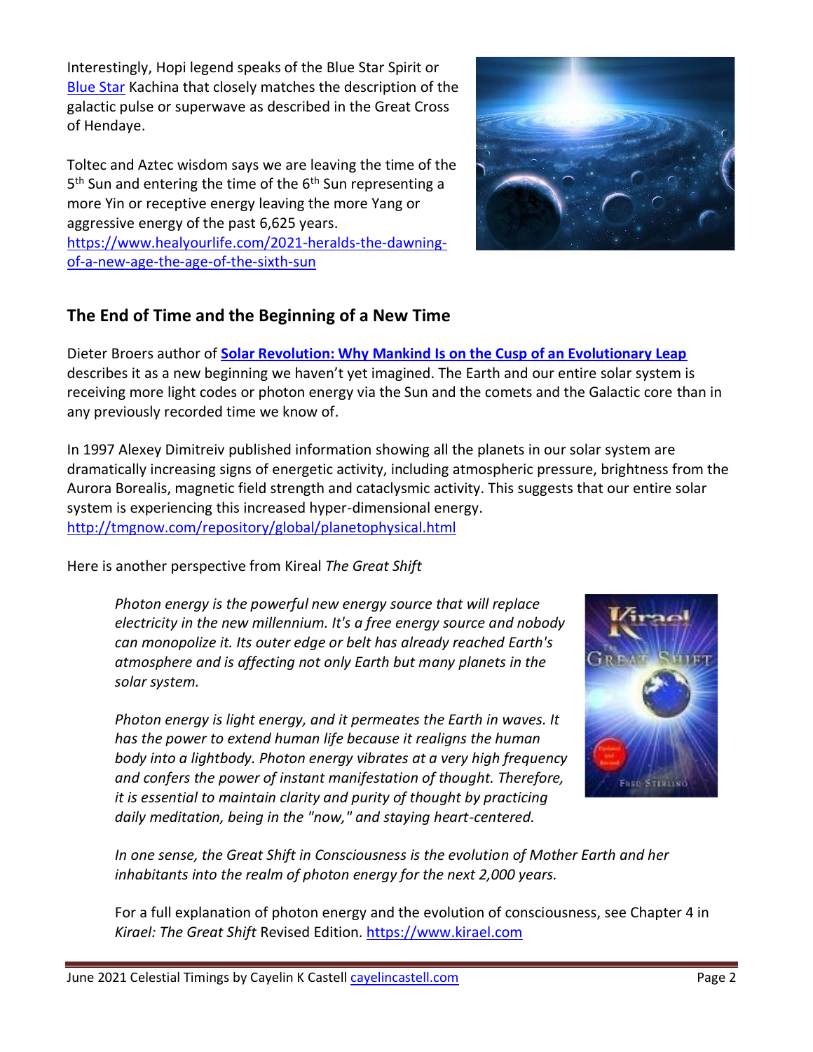Interestingly, Hopi legend speaks of the Blue Star Spirit or Blue Star Kachina that closely matches the description of the galactic pulse or superwave as described in the Great Cross of Hendaye.

Toltec and Aztec wisdom says we are leaving the time of the 5th Sun and entering the time of the 6th Sun representing a more Yin or receptive energy leaving the more Yang or aggressive energy of the past 6,625 years. https://www.healyourlife.com/2021-heralds-the-dawning-of-a-new-age-the-age-of-the-sixth-sun

## The End of Time and the Beginning of a New Time

Dieter Broers author of **Solar Revolution: Why Mankind Is on the Cusp of an Evolutionary Leap** describes it as a new beginning we haven't yet imagined. The Earth and our entire solar system is receiving more light codes or photon energy via the Sun and the comets and the Galactic core than in any previously recorded time we know of.

In 1997 Alexey Dimitreiv published information showing all the planets in our solar system are dramatically increasing signs of energetic activity, including atmospheric pressure, brightness from the Aurora Borealis, magnetic field strength and cataclysmic activity. This suggests that our entire solar system is experiencing this increased hyper-dimensional energy. http://tmgnow.com/repository/global/planetophysical.html

Here is another perspective from Kireal *The Great Shift*

> *Photon energy is the powerful new energy source that will replace electricity in the new millennium. It's a free energy source and nobody can monopolize it. Its outer edge or belt has already reached Earth's atmosphere and is affecting not only Earth but many planets in the solar system.*
>
> *Photon energy is light energy, and it permeates the Earth in waves. It has the power to extend human life because it realigns the human body into a lightbody. Photon energy vibrates at a very high frequency and confers the power of instant manifestation of thought. Therefore, it is essential to maintain clarity and purity of thought by practicing daily meditation, being in the "now," and staying heart-centered.*
>
> *In one sense, the Great Shift in Consciousness is the evolution of Mother Earth and her inhabitants into the realm of photon energy for the next 2,000 years.*
>
> For a full explanation of photon energy and the evolution of consciousness, see Chapter 4 in *Kirael: The Great Shift* Revised Edition. https://www.kirael.com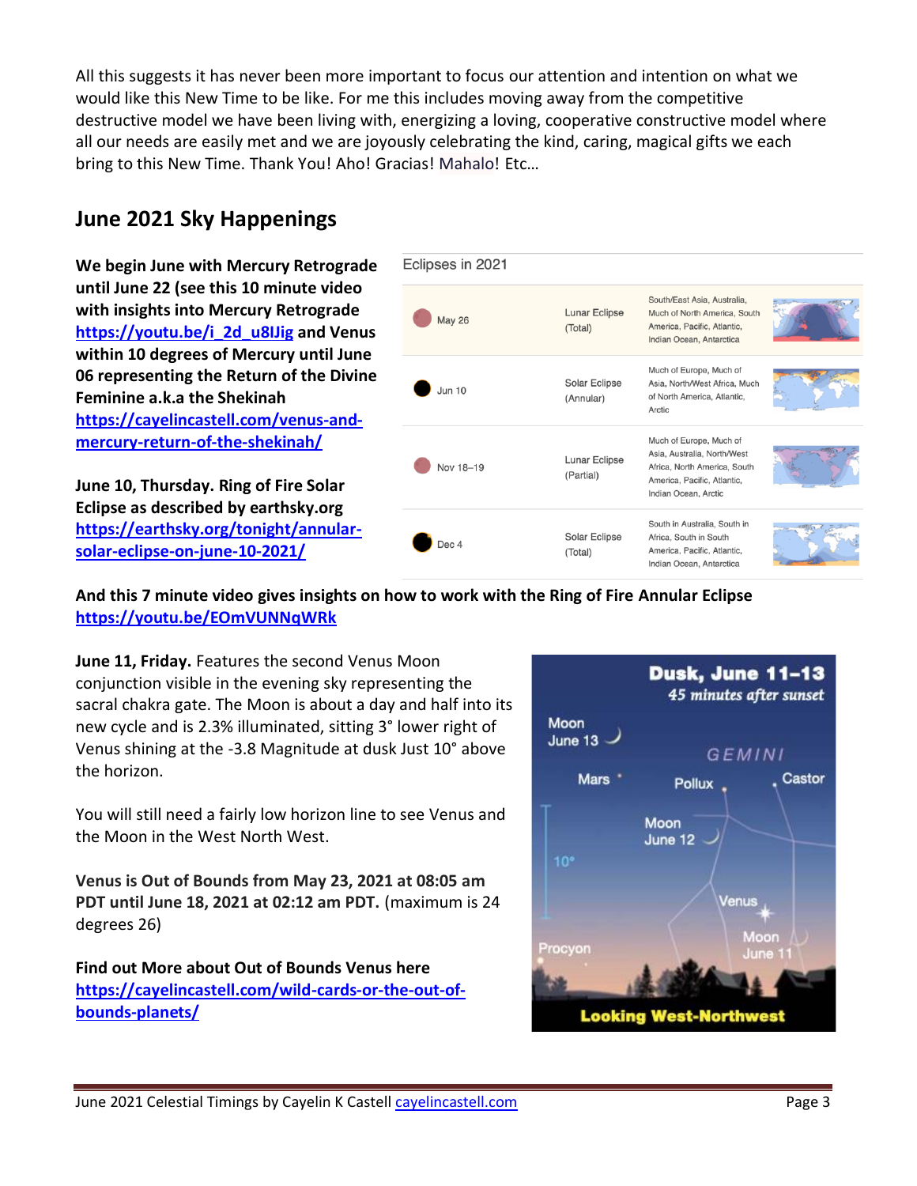All this suggests it has never been more important to focus our attention and intention on what we would like this New Time to be like. For me this includes moving away from the competitive destructive model we have been living with, energizing a loving, cooperative constructive model where all our needs are easily met and we are joyously celebrating the kind, caring, magical gifts we each bring to this New Time. Thank You! Aho! Gracias! Mahalo! Etc…

## June 2021 Sky Happenings

**We begin June with Mercury Retrograde until June 22 (see this 10 minute video with insights into Mercury Retrograde [https://youtu.be/i_2d_u8IJig](https://youtu.be/i_2d_u8IJig) and Venus within 10 degrees of Mercury until June 06 representing the Return of the Divine Feminine a.k.a the Shekinah [https://cayelincastell.com/venus-and-mercury-return-of-the-shekinah/](https://cayelincastell.com/venus-and-mercury-return-of-the-shekinah/)**

**June 10, Thursday. Ring of Fire Solar Eclipse as described by earthsky.org [https://earthsky.org/tonight/annular-solar-eclipse-on-june-10-2021/](https://earthsky.org/tonight/annular-solar-eclipse-on-june-10-2021/)**

Eclipses in 2021

| Date | Type | Visibility |
|---|---|---|
| May 26 | Lunar Eclipse (Total) | South/East Asia, Australia, Much of North America, South America, Pacific, Atlantic, Indian Ocean, Antarctica |
| Jun 10 | Solar Eclipse (Annular) | Much of Europe, Much of Asia, North/West Africa, Much of North America, Atlantic, Arctic |
| Nov 18–19 | Lunar Eclipse (Partial) | Much of Europe, Much of Asia, Australia, North/West Africa, North America, South America, Pacific, Atlantic, Indian Ocean, Arctic |
| Dec 4 | Solar Eclipse (Total) | South in Australia, South in Africa, South in South America, Pacific, Atlantic, Indian Ocean, Antarctica |

**And this 7 minute video gives insights on how to work with the Ring of Fire Annular Eclipse [https://youtu.be/EOmVUNNqWRk](https://youtu.be/EOmVUNNqWRk)**

**June 11, Friday.** Features the second Venus Moon conjunction visible in the evening sky representing the sacral chakra gate. The Moon is about a day and half into its new cycle and is 2.3% illuminated, sitting 3° lower right of Venus shining at the -3.8 Magnitude at dusk Just 10° above the horizon.

You will still need a fairly low horizon line to see Venus and the Moon in the West North West.

**Venus is Out of Bounds from May 23, 2021 at 08:05 am PDT until June 18, 2021 at 02:12 am PDT.** (maximum is 24 degrees 26)

**Find out More about Out of Bounds Venus here [https://cayelincastell.com/wild-cards-or-the-out-of-bounds-planets/](https://cayelincastell.com/wild-cards-or-the-out-of-bounds-planets/)**

Dusk, June 11–13
*45 minutes after sunset*

Moon June 13 · GEMINI · Mars · Pollux · Castor · Moon June 12 · 10° · Venus · Procyon · Moon June 11

Looking West-Northwest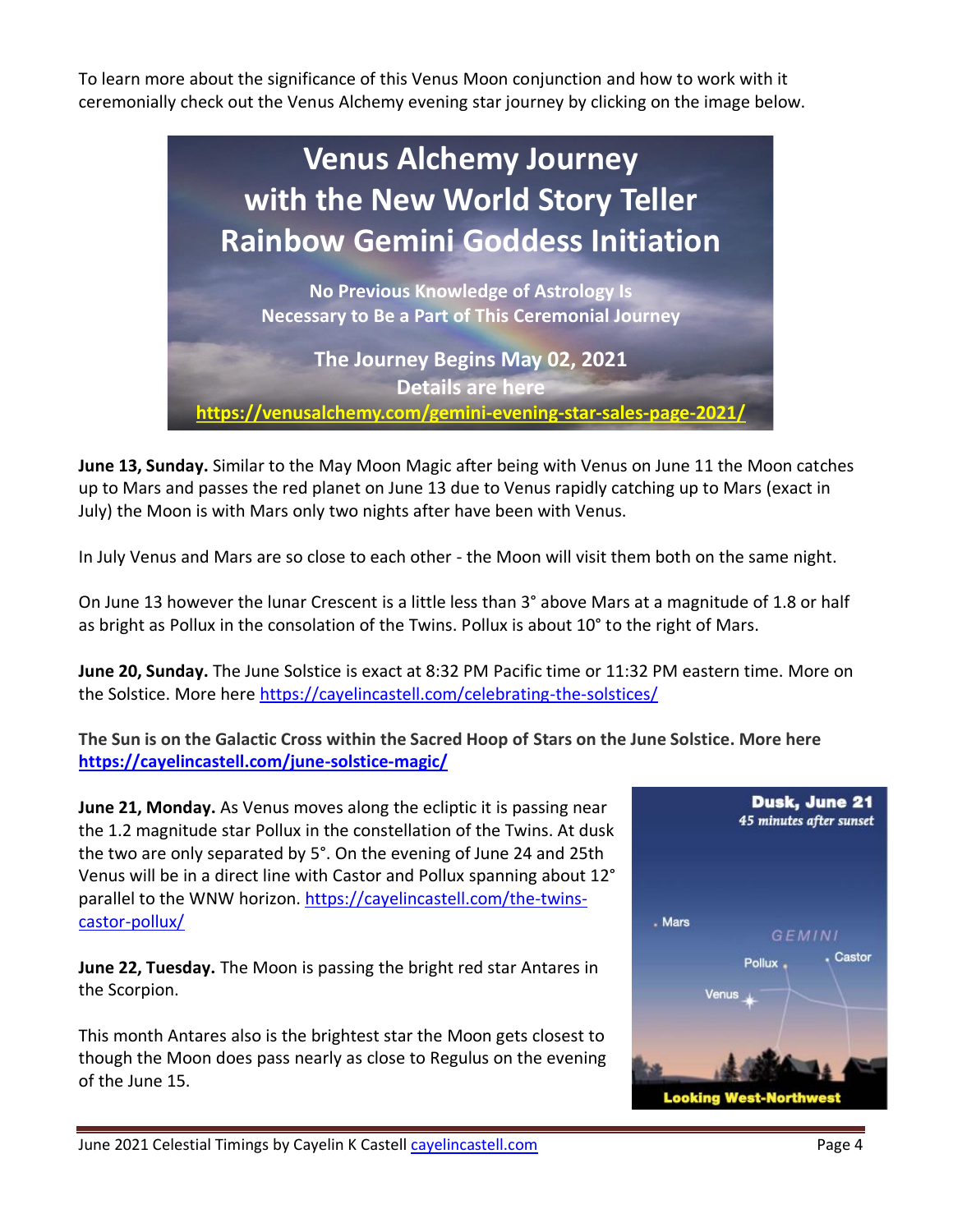To learn more about the significance of this Venus Moon conjunction and how to work with it ceremonially check out the Venus Alchemy evening star journey by clicking on the image below.

**Venus Alchemy Journey with the New World Story Teller Rainbow Gemini Goddess Initiation**

**No Previous Knowledge of Astrology Is Necessary to Be a Part of This Ceremonial Journey**

**The Journey Begins May 02, 2021**
**Details are here**
**https://venusalchemy.com/gemini-evening-star-sales-page-2021/**

**June 13, Sunday.** Similar to the May Moon Magic after being with Venus on June 11 the Moon catches up to Mars and passes the red planet on June 13 due to Venus rapidly catching up to Mars (exact in July) the Moon is with Mars only two nights after have been with Venus.

In July Venus and Mars are so close to each other - the Moon will visit them both on the same night.

On June 13 however the lunar Crescent is a little less than 3° above Mars at a magnitude of 1.8 or half as bright as Pollux in the consolation of the Twins. Pollux is about 10° to the right of Mars.

**June 20, Sunday.** The June Solstice is exact at 8:32 PM Pacific time or 11:32 PM eastern time. More on the Solstice. More here https://cayelincastell.com/celebrating-the-solstices/

**The Sun is on the Galactic Cross within the Sacred Hoop of Stars on the June Solstice. More here https://cayelincastell.com/june-solstice-magic/**

**June 21, Monday.** As Venus moves along the ecliptic it is passing near the 1.2 magnitude star Pollux in the constellation of the Twins. At dusk the two are only separated by 5°. On the evening of June 24 and 25th Venus will be in a direct line with Castor and Pollux spanning about 12° parallel to the WNW horizon. https://cayelincastell.com/the-twins-castor-pollux/

Dusk, June 21
*45 minutes after sunset*
Mars · GEMINI · Pollux · Castor · Venus
Looking West-Northwest

**June 22, Tuesday.** The Moon is passing the bright red star Antares in the Scorpion.

This month Antares also is the brightest star the Moon gets closest to though the Moon does pass nearly as close to Regulus on the evening of the June 15.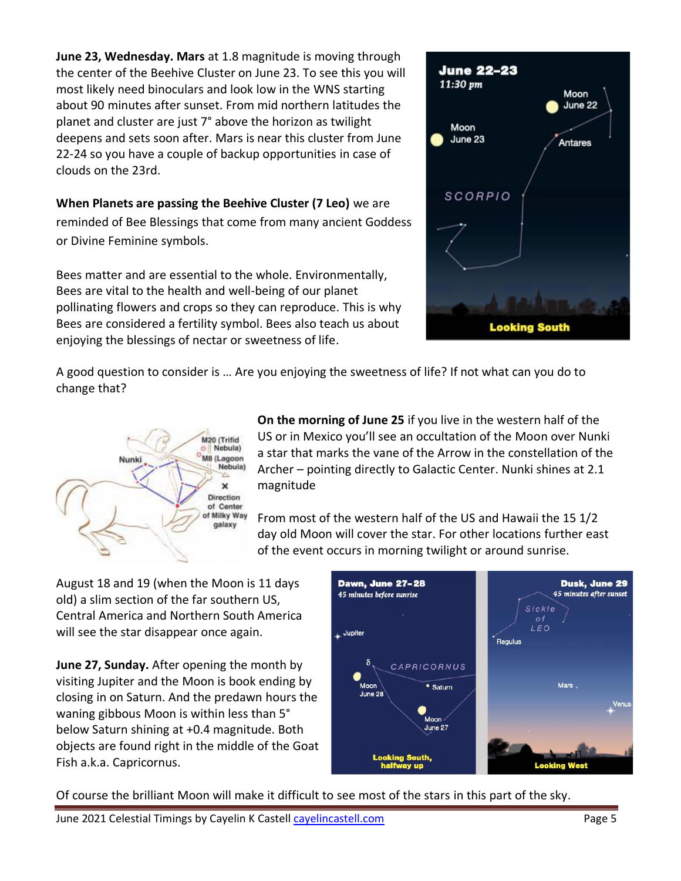**June 23, Wednesday. Mars** at 1.8 magnitude is moving through the center of the Beehive Cluster on June 23. To see this you will most likely need binoculars and look low in the WNS starting about 90 minutes after sunset. From mid northern latitudes the planet and cluster are just 7° above the horizon as twilight deepens and sets soon after. Mars is near this cluster from June 22-24 so you have a couple of backup opportunities in case of clouds on the 23rd.

**When Planets are passing the Beehive Cluster (7 Leo)** we are reminded of Bee Blessings that come from many ancient Goddess or Divine Feminine symbols.

Bees matter and are essential to the whole. Environmentally, Bees are vital to the health and well-being of our planet pollinating flowers and crops so they can reproduce. This is why Bees are considered a fertility symbol. Bees also teach us about enjoying the blessings of nectar or sweetness of life.

A good question to consider is … Are you enjoying the sweetness of life? If not what can you do to change that?

**On the morning of June 25** if you live in the western half of the US or in Mexico you'll see an occultation of the Moon over Nunki a star that marks the vane of the Arrow in the constellation of the Archer – pointing directly to Galactic Center. Nunki shines at 2.1 magnitude

From most of the western half of the US and Hawaii the 15 1/2 day old Moon will cover the star. For other locations further east of the event occurs in morning twilight or around sunrise.

August 18 and 19 (when the Moon is 11 days old) a slim section of the far southern US, Central America and Northern South America will see the star disappear once again.

**June 27, Sunday.** After opening the month by visiting Jupiter and the Moon is book ending by closing in on Saturn. And the predawn hours the waning gibbous Moon is within less than 5° below Saturn shining at +0.4 magnitude. Both objects are found right in the middle of the Goat Fish a.k.a. Capricornus.

Of course the brilliant Moon will make it difficult to see most of the stars in this part of the sky.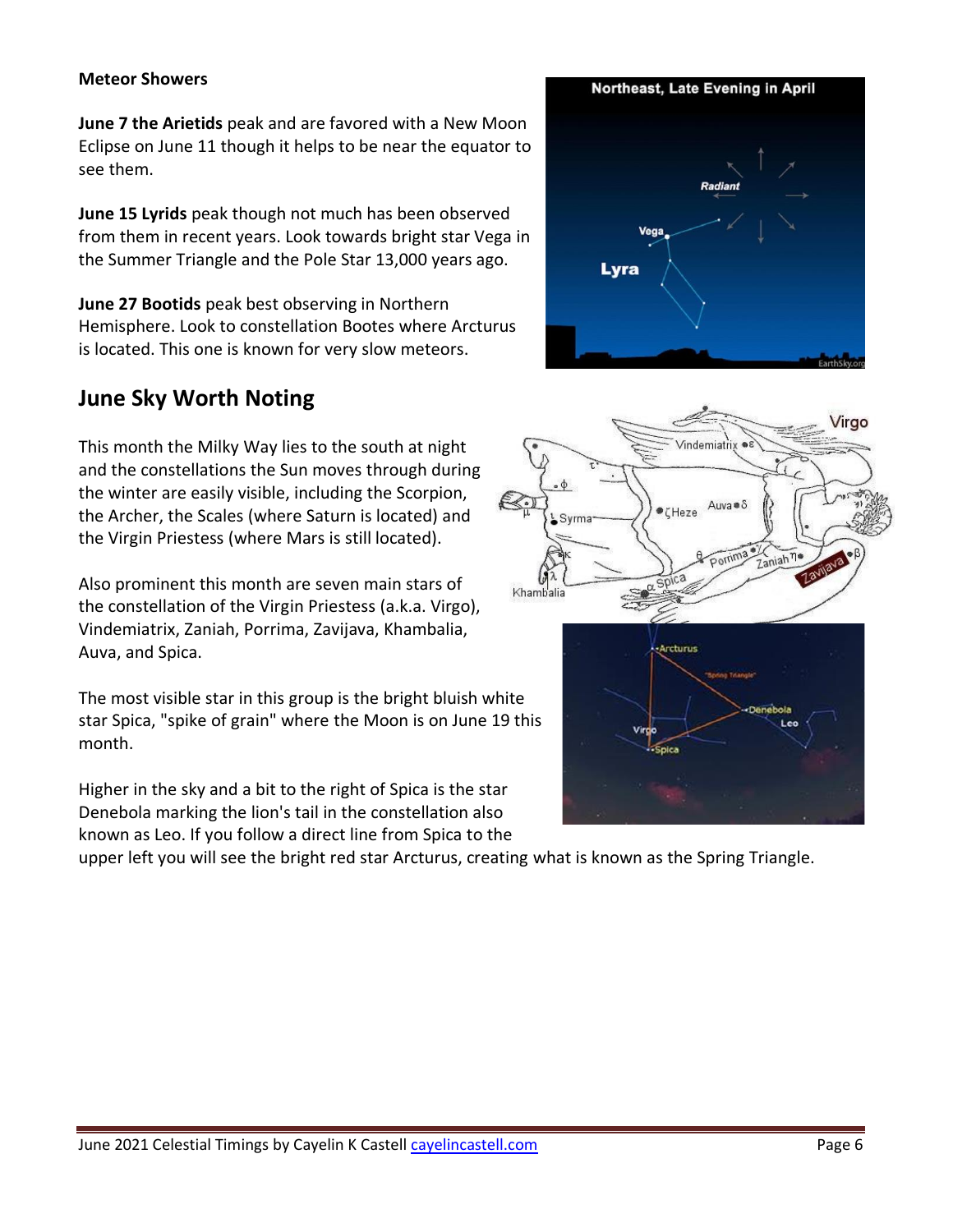**Meteor Showers**

**June 7 the Arietids** peak and are favored with a New Moon Eclipse on June 11 though it helps to be near the equator to see them.

**June 15 Lyrids** peak though not much has been observed from them in recent years. Look towards bright star Vega in the Summer Triangle and the Pole Star 13,000 years ago.

**June 27 Bootids** peak best observing in Northern Hemisphere. Look to constellation Bootes where Arcturus is located. This one is known for very slow meteors.

## June Sky Worth Noting

This month the Milky Way lies to the south at night and the constellations the Sun moves through during the winter are easily visible, including the Scorpion, the Archer, the Scales (where Saturn is located) and the Virgin Priestess (where Mars is still located).

Also prominent this month are seven main stars of the constellation of the Virgin Priestess (a.k.a. Virgo), Vindemiatrix, Zaniah, Porrima, Zavijava, Khambalia, Auva, and Spica.

The most visible star in this group is the bright bluish white star Spica, "spike of grain" where the Moon is on June 19 this month.

Higher in the sky and a bit to the right of Spica is the star Denebola marking the lion's tail in the constellation also known as Leo. If you follow a direct line from Spica to the upper left you will see the bright red star Arcturus, creating what is known as the Spring Triangle.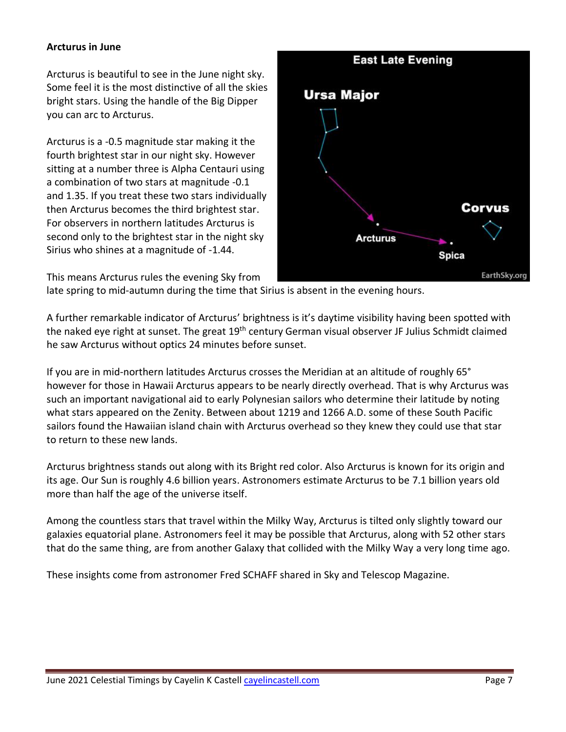**Arcturus in June**

Arcturus is beautiful to see in the June night sky. Some feel it is the most distinctive of all the skies bright stars. Using the handle of the Big Dipper you can arc to Arcturus.

Arcturus is a -0.5 magnitude star making it the fourth brightest star in our night sky. However sitting at a number three is Alpha Centauri using a combination of two stars at magnitude -0.1 and 1.35. If you treat these two stars individually then Arcturus becomes the third brightest star. For observers in northern latitudes Arcturus is second only to the brightest star in the night sky Sirius who shines at a magnitude of -1.44.

This means Arcturus rules the evening Sky from late spring to mid-autumn during the time that Sirius is absent in the evening hours.

A further remarkable indicator of Arcturus' brightness is it's daytime visibility having been spotted with the naked eye right at sunset. The great 19th century German visual observer JF Julius Schmidt claimed he saw Arcturus without optics 24 minutes before sunset.

If you are in mid-northern latitudes Arcturus crosses the Meridian at an altitude of roughly 65° however for those in Hawaii Arcturus appears to be nearly directly overhead. That is why Arcturus was such an important navigational aid to early Polynesian sailors who determine their latitude by noting what stars appeared on the Zenity. Between about 1219 and 1266 A.D. some of these South Pacific sailors found the Hawaiian island chain with Arcturus overhead so they knew they could use that star to return to these new lands.

Arcturus brightness stands out along with its Bright red color. Also Arcturus is known for its origin and its age. Our Sun is roughly 4.6 billion years. Astronomers estimate Arcturus to be 7.1 billion years old more than half the age of the universe itself.

Among the countless stars that travel within the Milky Way, Arcturus is tilted only slightly toward our galaxies equatorial plane. Astronomers feel it may be possible that Arcturus, along with 52 other stars that do the same thing, are from another Galaxy that collided with the Milky Way a very long time ago.

These insights come from astronomer Fred SCHAFF shared in Sky and Telescop Magazine.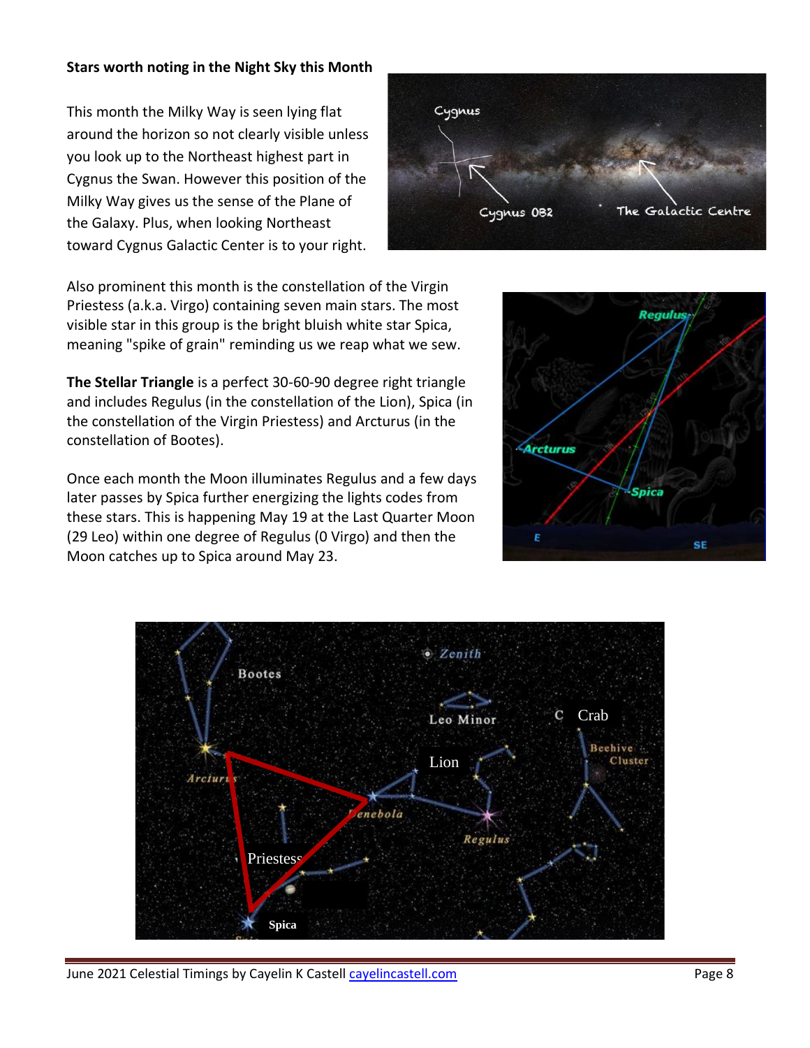**Stars worth noting in the Night Sky this Month**

This month the Milky Way is seen lying flat around the horizon so not clearly visible unless you look up to the Northeast highest part in Cygnus the Swan. However this position of the Milky Way gives us the sense of the Plane of the Galaxy. Plus, when looking Northeast toward Cygnus Galactic Center is to your right.

Also prominent this month is the constellation of the Virgin Priestess (a.k.a. Virgo) containing seven main stars. The most visible star in this group is the bright bluish white star Spica, meaning "spike of grain" reminding us we reap what we sew.

**The Stellar Triangle** is a perfect 30-60-90 degree right triangle and includes Regulus (in the constellation of the Lion), Spica (in the constellation of the Virgin Priestess) and Arcturus (in the constellation of Bootes).

Once each month the Moon illuminates Regulus and a few days later passes by Spica further energizing the lights codes from these stars. This is happening May 19 at the Last Quarter Moon (29 Leo) within one degree of Regulus (0 Virgo) and then the Moon catches up to Spica around May 23.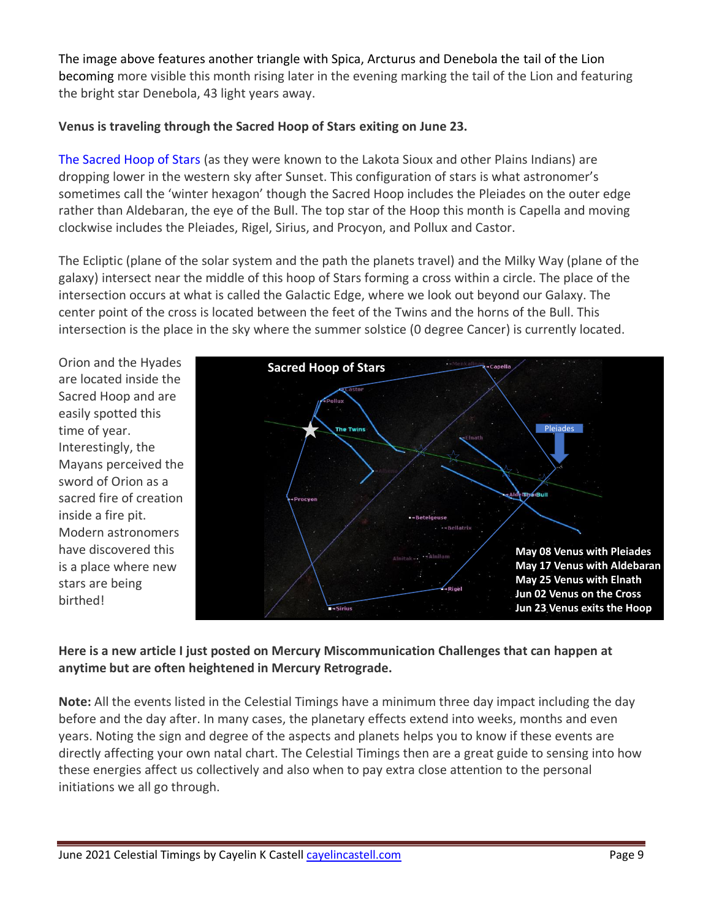The image above features another triangle with Spica, Arcturus and Denebola the tail of the Lion becoming more visible this month rising later in the evening marking the tail of the Lion and featuring the bright star Denebola, 43 light years away.

**Venus is traveling through the Sacred Hoop of Stars exiting on June 23.**

The Sacred Hoop of Stars (as they were known to the Lakota Sioux and other Plains Indians) are dropping lower in the western sky after Sunset. This configuration of stars is what astronomer's sometimes call the 'winter hexagon' though the Sacred Hoop includes the Pleiades on the outer edge rather than Aldebaran, the eye of the Bull. The top star of the Hoop this month is Capella and moving clockwise includes the Pleiades, Rigel, Sirius, and Procyon, and Pollux and Castor.

The Ecliptic (plane of the solar system and the path the planets travel) and the Milky Way (plane of the galaxy) intersect near the middle of this hoop of Stars forming a cross within a circle. The place of the intersection occurs at what is called the Galactic Edge, where we look out beyond our Galaxy. The center point of the cross is located between the feet of the Twins and the horns of the Bull. This intersection is the place in the sky where the summer solstice (0 degree Cancer) is currently located.

Orion and the Hyades are located inside the Sacred Hoop and are easily spotted this time of year. Interestingly, the Mayans perceived the sword of Orion as a sacred fire of creation inside a fire pit. Modern astronomers have discovered this is a place where new stars are being birthed!

Sacred Hoop of Stars

Menkalinan, Capella, Castor, Pollux, The Twins, Elnath, Pleiades, Alhena, Aldebaran, The Bull, Procyon, Betelgeuse, Bellatrix, Alnitak, Alnilam, Rigel, Sirius

May 08 Venus with Pleiades
May 17 Venus with Aldebaran
May 25 Venus with Elnath
Jun 02 Venus on the Cross
Jun 23 Venus exits the Hoop

**Here is a new article I just posted on Mercury Miscommunication Challenges that can happen at anytime but are often heightened in Mercury Retrograde.**

**Note:** All the events listed in the Celestial Timings have a minimum three day impact including the day before and the day after. In many cases, the planetary effects extend into weeks, months and even years. Noting the sign and degree of the aspects and planets helps you to know if these events are directly affecting your own natal chart. The Celestial Timings then are a great guide to sensing into how these energies affect us collectively and also when to pay extra close attention to the personal initiations we all go through.